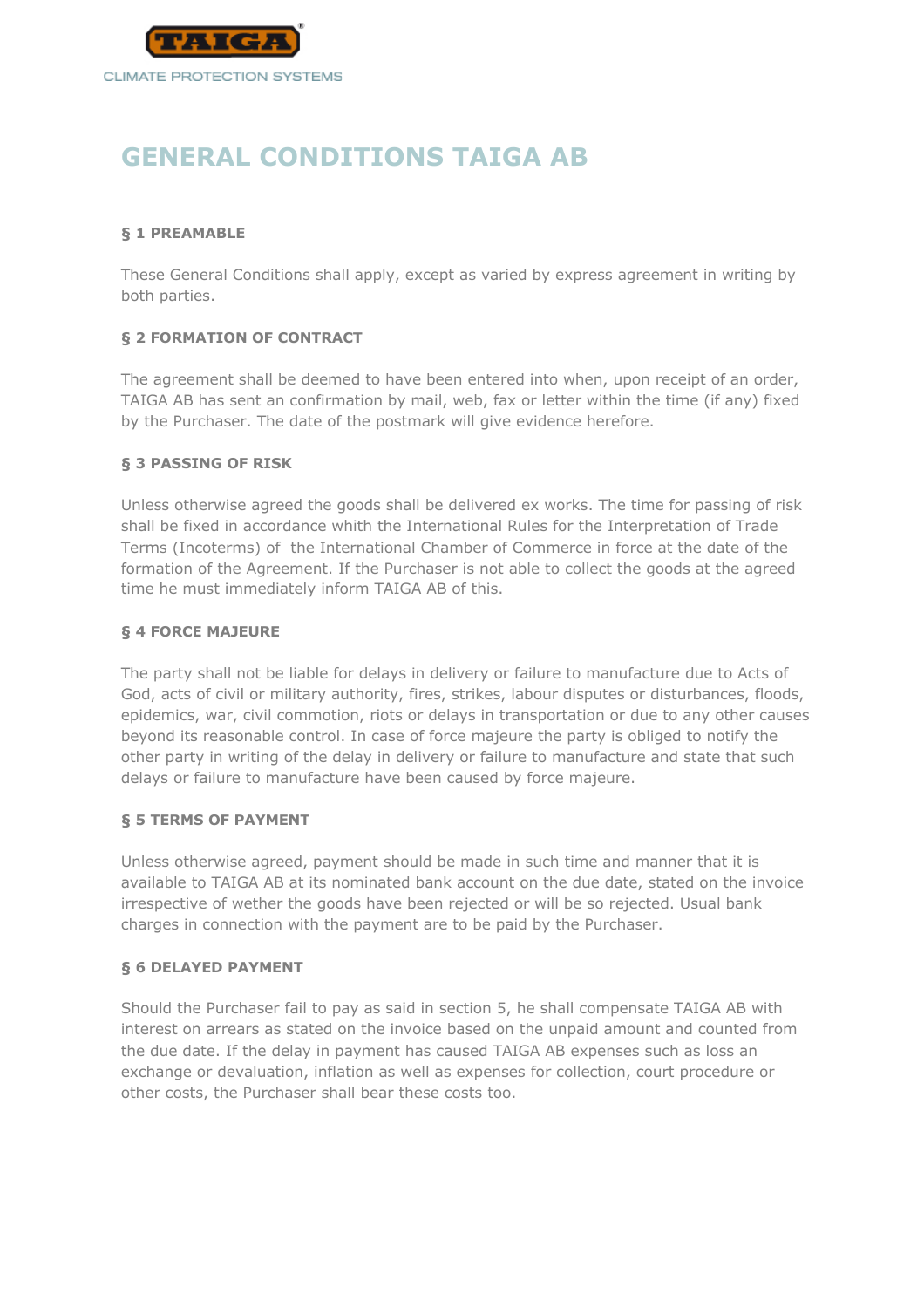TAIGA®

CLIMATE PROTECTION SYSTEMS

# GENERAL CONDITIONS TAIGA AB

### § 1 PREAMABLE

These General Conditions shall apply, except as varied by express agreement in writing by both parties.

### § 2 FORMATION OF CONTRACT

The agreement shall be deemed to have been entered into when, upon receipt of an order, TAIGA AB has sent an confirmation by mail, web, fax or letter within the time (if any) fixed by the Purchaser. The date of the postmark will give evidence herefore.

### § 3 PASSING OF RISK

Unless otherwise agreed the goods shall be delivered ex works. The time for passing of risk shall be fixed in accordance whith the International Rules for the Interpretation of Trade Terms (Incoterms) of the International Chamber of Commerce in force at the date of the formation of the Agreement. If the Purchaser is not able to collect the goods at the agreed time he must immediately inform TAIGA AB of this.

### § 4 FORCE MAJEURE

The party shall not be liable for delays in delivery or failure to manufacture due to Acts of God, acts of civil or military authority, fires, strikes, labour disputes or disturbances, floods, epidemics, war, civil commotion, riots or delays in transportation or due to any other causes beyond its reasonable control. In case of force majeure the party is obliged to notify the other party in writing of the delay in delivery or failure to manufacture and state that such delays or failure to manufacture have been caused by force majeure.

### § 5 TERMS OF PAYMENT

Unless otherwise agreed, payment should be made in such time and manner that it is available to TAIGA AB at its nominated bank account on the due date, stated on the invoice irrespective of wether the goods have been rejected or will be so rejected. Usual bank charges in connection with the payment are to be paid by the Purchaser.

### § 6 DELAYED PAYMENT

Should the Purchaser fail to pay as said in section 5, he shall compensate TAIGA AB with interest on arrears as stated on the invoice based on the unpaid amount and counted from the due date. If the delay in payment has caused TAIGA AB expenses such as loss an exchange or devaluation, inflation as well as expenses for collection, court procedure or other costs, the Purchaser shall bear these costs too.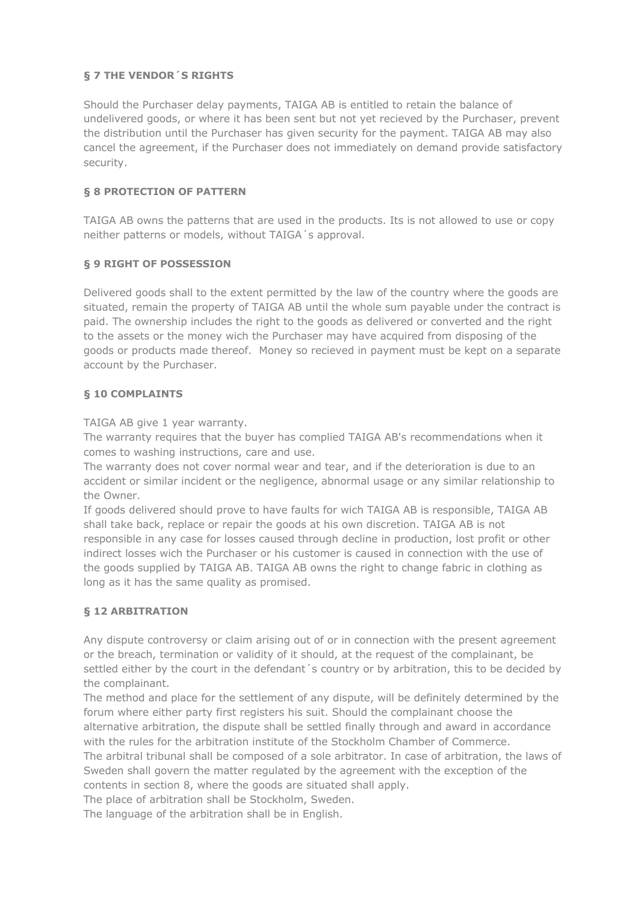**§ 7 THE VENDOR´S RIGHTS**

Should the Purchaser delay payments, TAIGA AB is entitled to retain the balance of undelivered goods, or where it has been sent but not yet recieved by the Purchaser, prevent the distribution until the Purchaser has given security for the payment. TAIGA AB may also cancel the agreement, if the Purchaser does not immediately on demand provide satisfactory security.

**§ 8 PROTECTION OF PATTERN**

TAIGA AB owns the patterns that are used in the products. Its is not allowed to use or copy neither patterns or models, without TAIGA´s approval.

**§ 9 RIGHT OF POSSESSION**

Delivered goods shall to the extent permitted by the law of the country where the goods are situated, remain the property of TAIGA AB until the whole sum payable under the contract is paid. The ownership includes the right to the goods as delivered or converted and the right to the assets or the money wich the Purchaser may have acquired from disposing of the goods or products made thereof. Money so recieved in payment must be kept on a separate account by the Purchaser.

**§ 10 COMPLAINTS**

TAIGA AB give 1 year warranty.
The warranty requires that the buyer has complied TAIGA AB's recommendations when it comes to washing instructions, care and use.
The warranty does not cover normal wear and tear, and if the deterioration is due to an accident or similar incident or the negligence, abnormal usage or any similar relationship to the Owner.
If goods delivered should prove to have faults for wich TAIGA AB is responsible, TAIGA AB shall take back, replace or repair the goods at his own discretion. TAIGA AB is not responsible in any case for losses caused through decline in production, lost profit or other indirect losses wich the Purchaser or his customer is caused in connection with the use of the goods supplied by TAIGA AB. TAIGA AB owns the right to change fabric in clothing as long as it has the same quality as promised.

**§ 12 ARBITRATION**

Any dispute controversy or claim arising out of or in connection with the present agreement or the breach, termination or validity of it should, at the request of the complainant, be settled either by the court in the defendant´s country or by arbitration, this to be decided by the complainant.
The method and place for the settlement of any dispute, will be definitely determined by the forum where either party first registers his suit. Should the complainant choose the alternative arbitration, the dispute shall be settled finally through and award in accordance with the rules for the arbitration institute of the Stockholm Chamber of Commerce.
The arbitral tribunal shall be composed of a sole arbitrator. In case of arbitration, the laws of Sweden shall govern the matter regulated by the agreement with the exception of the contents in section 8, where the goods are situated shall apply.
The place of arbitration shall be Stockholm, Sweden.
The language of the arbitration shall be in English.